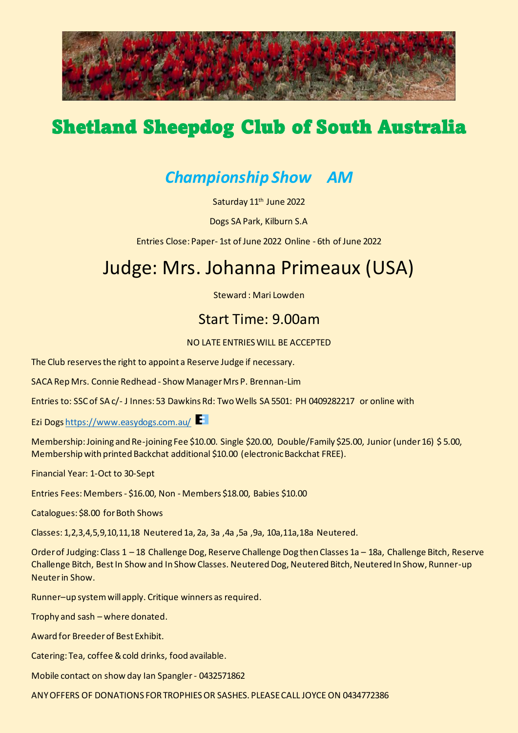# Shetland Sheepdog Club of South Australia

## *Championship Show AM*

Saturday 11th June 2022

Dogs SA Park, Kilburn S.A

Entries Close: Paper- 1st of June 2022 Online - 6th of June 2022

# Judge: Mrs. Johanna Primeaux (USA)

Steward : Mari Lowden

## Start Time: 9.00am

NO LATE ENTRIES WILL BE ACCEPTED

The Club reserves the right to appoint a Reserve Judge if necessary.

SACA Rep Mrs. Connie Redhead - Show Manager Mrs P. Brennan-Lim

Entries to: SSC of SA c/- J Innes: 53 Dawkins Rd: Two Wells SA 5501: PH 0409282217 or online with

Ezi Dogs https://www.easydogs.com.au/

Membership: Joining and Re-joining Fee $10.00. Single $20.00, Double/Family $25.00, Junior (under 16) $ 5.00, Membership with printed Backchat additional $10.00 (electronic Backchat FREE).

Financial Year: 1-Oct to 30-Sept

Entries Fees: Members - $16.00, Non - Members $18.00, Babies $10.00

Catalogues: $8.00 for Both Shows

Classes: 1,2,3,4,5,9,10,11,18 Neutered 1a, 2a, 3a ,4a ,5a ,9a, 10a,11a,18a Neutered.

Order of Judging: Class 1 – 18 Challenge Dog, Reserve Challenge Dog then Classes 1a – 18a, Challenge Bitch, Reserve Challenge Bitch, Best In Show and In Show Classes. Neutered Dog, Neutered Bitch, Neutered In Show, Runner-up Neuter in Show.

Runner–up system will apply. Critique winners as required.

Trophy and sash – where donated.

Award for Breeder of Best Exhibit.

Catering: Tea, coffee & cold drinks, food available.

Mobile contact on show day Ian Spangler - 0432571862

ANY OFFERS OF DONATIONS FOR TROPHIES OR SASHES. PLEASE CALL JOYCE ON 0434772386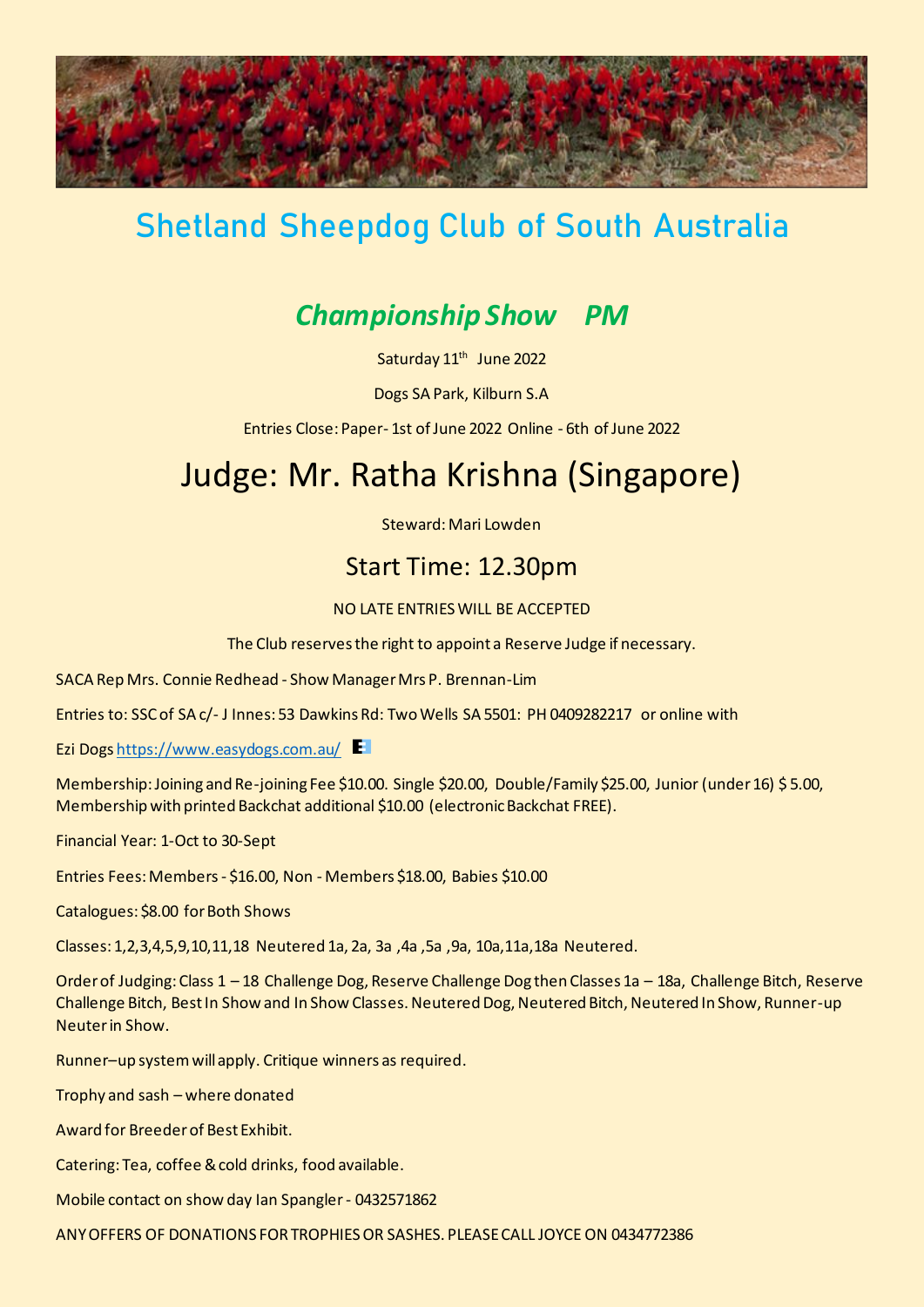# Shetland Sheepdog Club of South Australia

## *Championship Show PM*

Saturday 11th June 2022

Dogs SA Park, Kilburn S.A

Entries Close: Paper- 1st of June 2022 Online - 6th of June 2022

# Judge: Mr. Ratha Krishna (Singapore)

Steward: Mari Lowden

## Start Time: 12.30pm

NO LATE ENTRIES WILL BE ACCEPTED

The Club reserves the right to appoint a Reserve Judge if necessary.

SACA Rep Mrs. Connie Redhead - Show Manager Mrs P. Brennan-Lim

Entries to: SSC of SA c/- J Innes: 53 Dawkins Rd: Two Wells SA 5501: PH 0409282217 or online with

Ezi Dogs https://www.easydogs.com.au/

Membership: Joining and Re-joining Fee $10.00. Single $20.00, Double/Family $25.00, Junior (under 16) $ 5.00, Membership with printed Backchat additional $10.00 (electronic Backchat FREE).

Financial Year: 1-Oct to 30-Sept

Entries Fees: Members - $16.00, Non - Members $18.00, Babies $10.00

Catalogues: $8.00 for Both Shows

Classes: 1,2,3,4,5,9,10,11,18 Neutered 1a, 2a, 3a ,4a ,5a ,9a, 10a,11a,18a Neutered.

Order of Judging: Class 1 – 18 Challenge Dog, Reserve Challenge Dog then Classes 1a – 18a, Challenge Bitch, Reserve Challenge Bitch, Best In Show and In Show Classes. Neutered Dog, Neutered Bitch, Neutered In Show, Runner-up Neuter in Show.

Runner–up system will apply. Critique winners as required.

Trophy and sash – where donated

Award for Breeder of Best Exhibit.

Catering: Tea, coffee & cold drinks, food available.

Mobile contact on show day Ian Spangler - 0432571862

ANY OFFERS OF DONATIONS FOR TROPHIES OR SASHES. PLEASE CALL JOYCE ON 0434772386